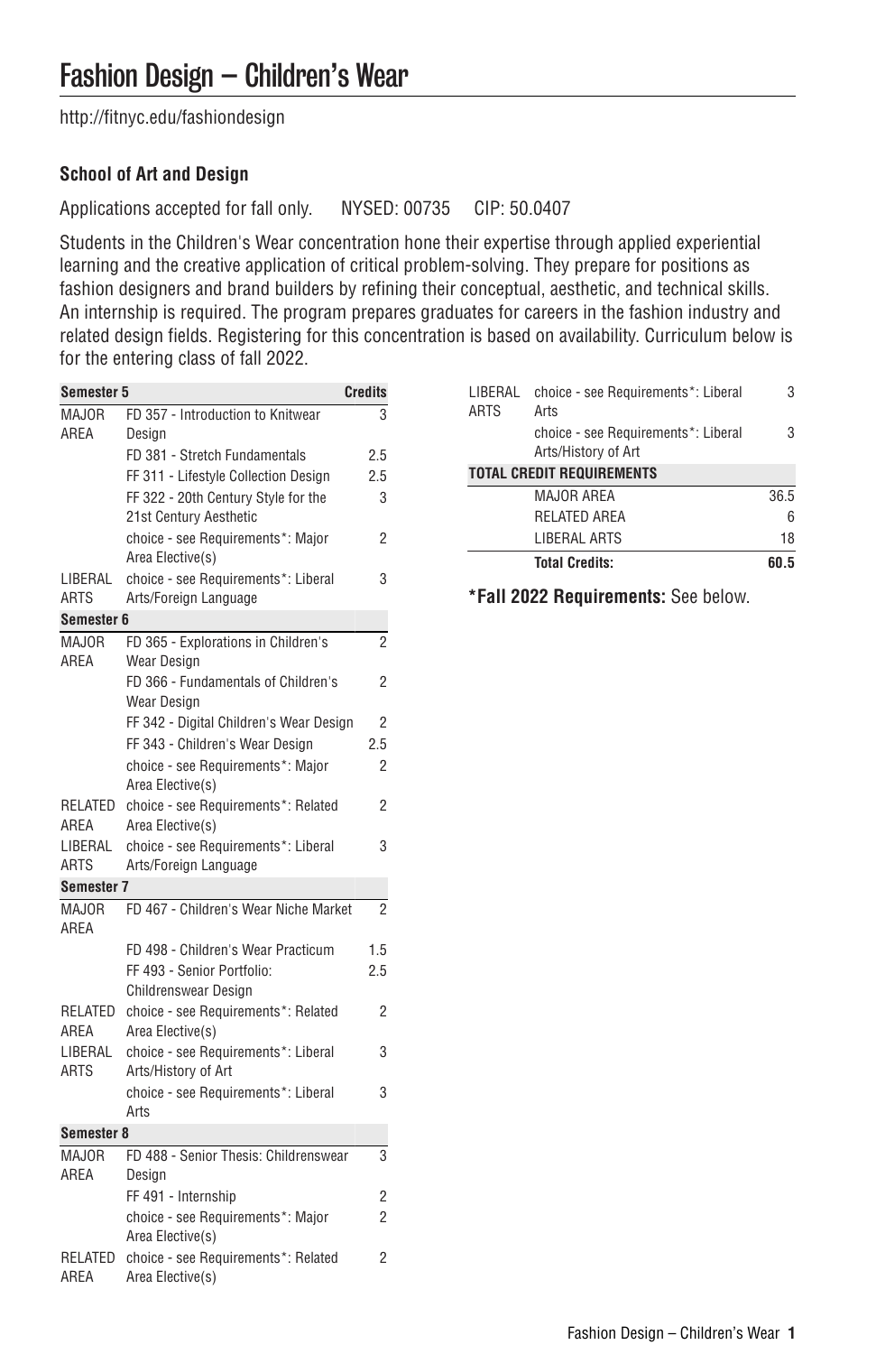# Fashion Design – Children's Wear

http://fitnyc.edu/fashiondesign

### School of Art and Design

Applications accepted for fall only. NYSED: 00735 CIP: 50.0407

Students in the Children's Wear concentration hone their expertise through applied experiential learning and the creative application of critical problem-solving. They prepare for positions as fashion designers and brand builders by refining their conceptual, aesthetic, and technical skills. An internship is required. The program prepares graduates for careers in the fashion industry and related design fields. Registering for this concentration is based on availability. Curriculum below is for the entering class of fall 2022.

| Semester 5 | | Credits |
|---|---|---|
| MAJOR AREA | FD 357 - Introduction to Knitwear Design | 3 |
| | FD 381 - Stretch Fundamentals | 2.5 |
| | FF 311 - Lifestyle Collection Design | 2.5 |
| | FF 322 - 20th Century Style for the 21st Century Aesthetic | 3 |
| | choice - see Requirements*: Major Area Elective(s) | 2 |
| LIBERAL ARTS | choice - see Requirements*: Liberal Arts/Foreign Language | 3 |
| **Semester 6** | | |
| MAJOR AREA | FD 365 - Explorations in Children's Wear Design | 2 |
| | FD 366 - Fundamentals of Children's Wear Design | 2 |
| | FF 342 - Digital Children's Wear Design | 2 |
| | FF 343 - Children's Wear Design | 2.5 |
| | choice - see Requirements*: Major Area Elective(s) | 2 |
| RELATED AREA | choice - see Requirements*: Related Area Elective(s) | 2 |
| LIBERAL ARTS | choice - see Requirements*: Liberal Arts/Foreign Language | 3 |
| **Semester 7** | | |
| MAJOR AREA | FD 467 - Children's Wear Niche Market | 2 |
| | FD 498 - Children's Wear Practicum | 1.5 |
| | FF 493 - Senior Portfolio: Childrenswear Design | 2.5 |
| RELATED AREA | choice - see Requirements*: Related Area Elective(s) | 2 |
| LIBERAL ARTS | choice - see Requirements*: Liberal Arts/History of Art | 3 |
| | choice - see Requirements*: Liberal Arts | 3 |
| **Semester 8** | | |
| MAJOR AREA | FD 488 - Senior Thesis: Childrenswear Design | 3 |
| | FF 491 - Internship | 2 |
| | choice - see Requirements*: Major Area Elective(s) | 2 |
| RELATED AREA | choice - see Requirements*: Related Area Elective(s) | 2 |
| LIBERAL ARTS | choice - see Requirements*: Liberal Arts | 3 |
| | choice - see Requirements*: Liberal Arts/History of Art | 3 |
| **TOTAL CREDIT REQUIREMENTS** | | |
| | MAJOR AREA | 36.5 |
| | RELATED AREA | 6 |
| | LIBERAL ARTS | 18 |
| | **Total Credits:** | **60.5** |

**\*Fall 2022 Requirements:** See below.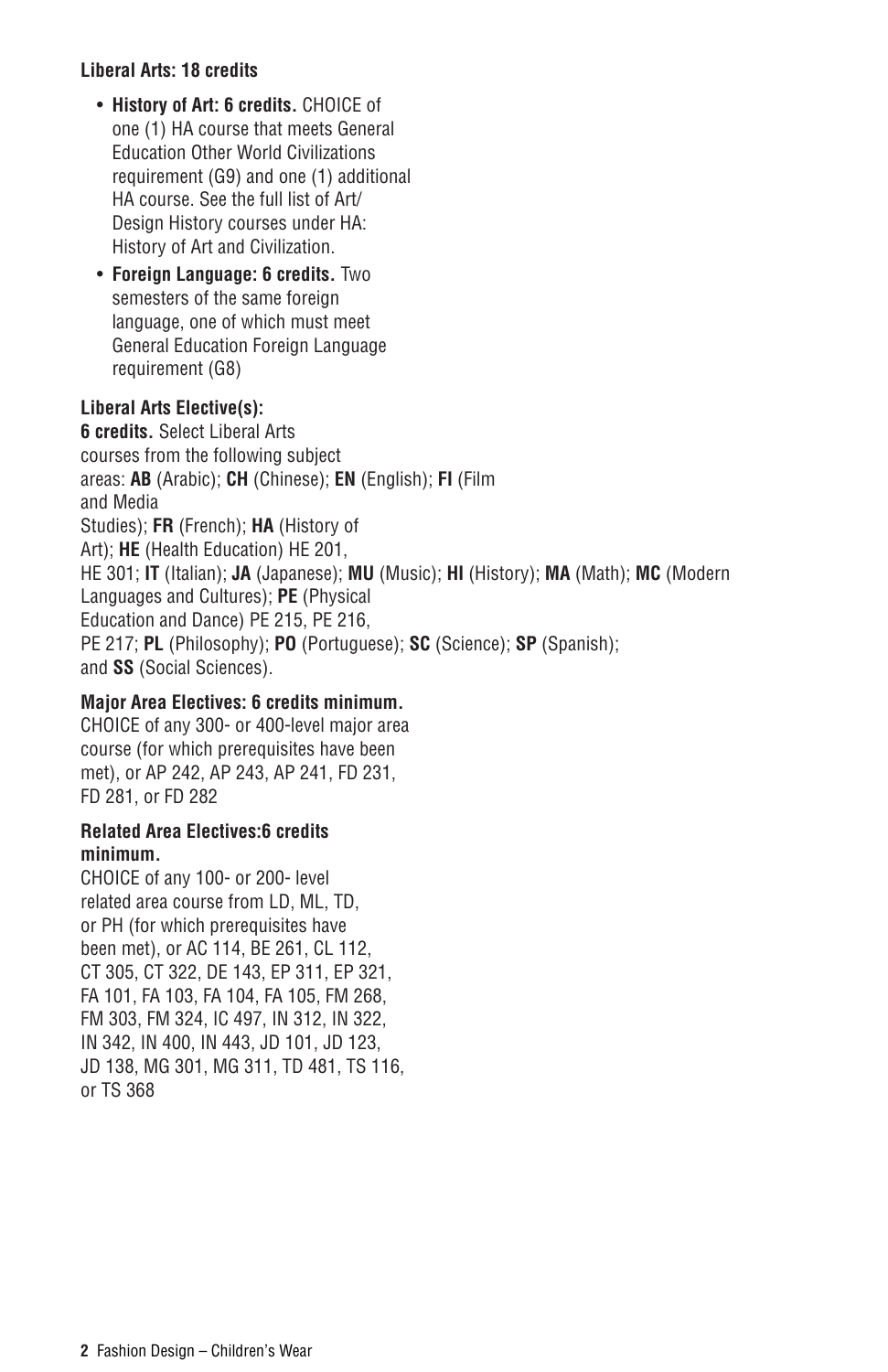**Liberal Arts: 18 credits**

- **History of Art: 6 credits.** CHOICE of one (1) HA course that meets General Education Other World Civilizations requirement (G9) and one (1) additional HA course. See the full list of Art/Design History courses under HA: History of Art and Civilization.
- **Foreign Language: 6 credits.** Two semesters of the same foreign language, one of which must meet General Education Foreign Language requirement (G8)

**Liberal Arts Elective(s): 6 credits.** Select Liberal Arts courses from the following subject areas: **AB** (Arabic); **CH** (Chinese); **EN** (English); **FI** (Film and Media Studies); **FR** (French); **HA** (History of Art); **HE** (Health Education) HE 201, HE 301; **IT** (Italian); **JA** (Japanese); **MU** (Music); **HI** (History); **MA** (Math); **MC** (Modern Languages and Cultures); **PE** (Physical Education and Dance) PE 215, PE 216, PE 217; **PL** (Philosophy); **PO** (Portuguese); **SC** (Science); **SP** (Spanish); and **SS** (Social Sciences).

**Major Area Electives: 6 credits minimum.** CHOICE of any 300- or 400-level major area course (for which prerequisites have been met), or AP 242, AP 243, AP 241, FD 231, FD 281, or FD 282

**Related Area Electives:6 credits minimum.** CHOICE of any 100- or 200- level related area course from LD, ML, TD, or PH (for which prerequisites have been met), or AC 114, BE 261, CL 112, CT 305, CT 322, DE 143, EP 311, EP 321, FA 101, FA 103, FA 104, FA 105, FM 268, FM 303, FM 324, IC 497, IN 312, IN 322, IN 342, IN 400, IN 443, JD 101, JD 123, JD 138, MG 301, MG 311, TD 481, TS 116, or TS 368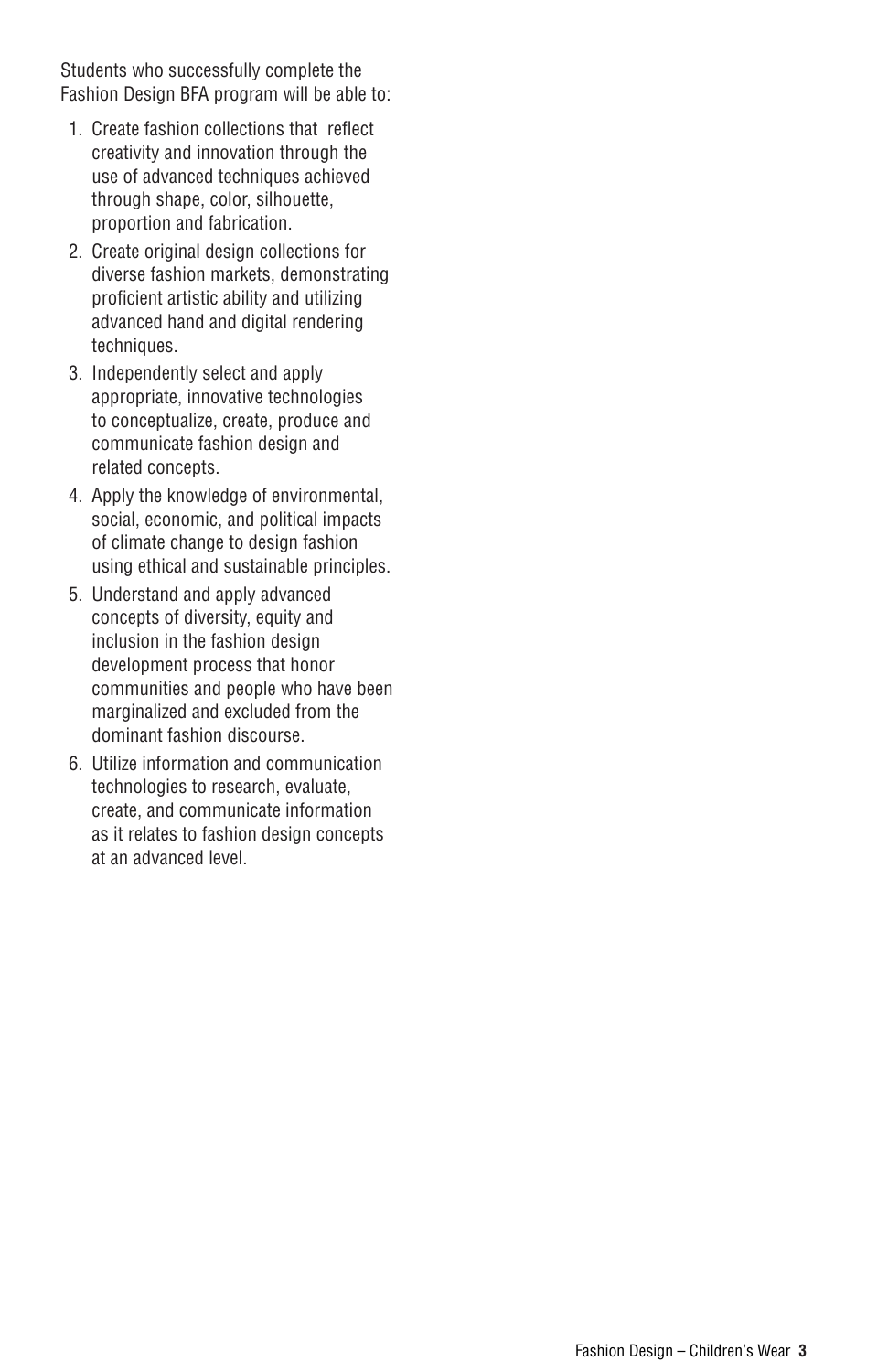Students who successfully complete the Fashion Design BFA program will be able to:

1. Create fashion collections that reflect creativity and innovation through the use of advanced techniques achieved through shape, color, silhouette, proportion and fabrication.
2. Create original design collections for diverse fashion markets, demonstrating proficient artistic ability and utilizing advanced hand and digital rendering techniques.
3. Independently select and apply appropriate, innovative technologies to conceptualize, create, produce and communicate fashion design and related concepts.
4. Apply the knowledge of environmental, social, economic, and political impacts of climate change to design fashion using ethical and sustainable principles.
5. Understand and apply advanced concepts of diversity, equity and inclusion in the fashion design development process that honor communities and people who have been marginalized and excluded from the dominant fashion discourse.
6. Utilize information and communication technologies to research, evaluate, create, and communicate information as it relates to fashion design concepts at an advanced level.